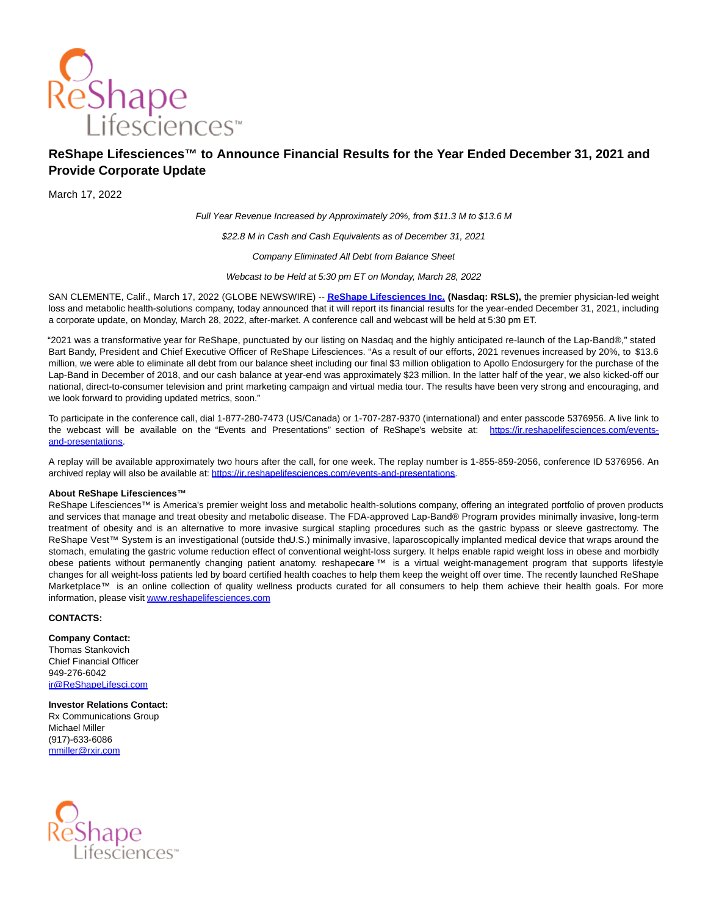# ReShape Lifesciences™ to Announce Financial Results for the Year Ended December 31, 2021 and Provide Corporate Update

March 17, 2022

*Full Year Revenue Increased by Approximately 20%, from $11.3 M to $13.6 M*

*$22.8 M in Cash and Cash Equivalents as of December 31, 2021*

*Company Eliminated All Debt from Balance Sheet*

*Webcast to be Held at 5:30 pm ET on Monday, March 28, 2022*

SAN CLEMENTE, Calif., March 17, 2022 (GLOBE NEWSWIRE) -- **ReShape Lifesciences Inc. (Nasdaq: RSLS),** the premier physician-led weight loss and metabolic health-solutions company, today announced that it will report its financial results for the year-ended December 31, 2021, including a corporate update, on Monday, March 28, 2022, after-market. A conference call and webcast will be held at 5:30 pm ET.

"2021 was a transformative year for ReShape, punctuated by our listing on Nasdaq and the highly anticipated re-launch of the Lap-Band®," stated Bart Bandy, President and Chief Executive Officer of ReShape Lifesciences. "As a result of our efforts, 2021 revenues increased by 20%, to $13.6 million, we were able to eliminate all debt from our balance sheet including our final $3 million obligation to Apollo Endosurgery for the purchase of the Lap-Band in December of 2018, and our cash balance at year-end was approximately $23 million. In the latter half of the year, we also kicked-off our national, direct-to-consumer television and print marketing campaign and virtual media tour. The results have been very strong and encouraging, and we look forward to providing updated metrics, soon."

To participate in the conference call, dial 1-877-280-7473 (US/Canada) or 1-707-287-9370 (international) and enter passcode 5376956. A live link to the webcast will be available on the "Events and Presentations" section of ReShape's website at: https://ir.reshapelifesciences.com/events-and-presentations.

A replay will be available approximately two hours after the call, for one week. The replay number is 1-855-859-2056, conference ID 5376956. An archived replay will also be available at: https://ir.reshapelifesciences.com/events-and-presentations.

**About ReShape Lifesciences™**
ReShape Lifesciences™ is America's premier weight loss and metabolic health-solutions company, offering an integrated portfolio of proven products and services that manage and treat obesity and metabolic disease. The FDA-approved Lap-Band® Program provides minimally invasive, long-term treatment of obesity and is an alternative to more invasive surgical stapling procedures such as the gastric bypass or sleeve gastrectomy. The ReShape Vest™ System is an investigational (outside the U.S.) minimally invasive, laparoscopically implanted medical device that wraps around the stomach, emulating the gastric volume reduction effect of conventional weight-loss surgery. It helps enable rapid weight loss in obese and morbidly obese patients without permanently changing patient anatomy. reshape**care** ™ is a virtual weight-management program that supports lifestyle changes for all weight-loss patients led by board certified health coaches to help them keep the weight off over time. The recently launched ReShape Marketplace™ is an online collection of quality wellness products curated for all consumers to help them achieve their health goals. For more information, please visit www.reshapelifesciences.com

**CONTACTS:**

**Company Contact:**
Thomas Stankovich
Chief Financial Officer
949-276-6042
ir@ReShapeLifesci.com

**Investor Relations Contact:**
Rx Communications Group
Michael Miller
(917)-633-6086
mmiller@rxir.com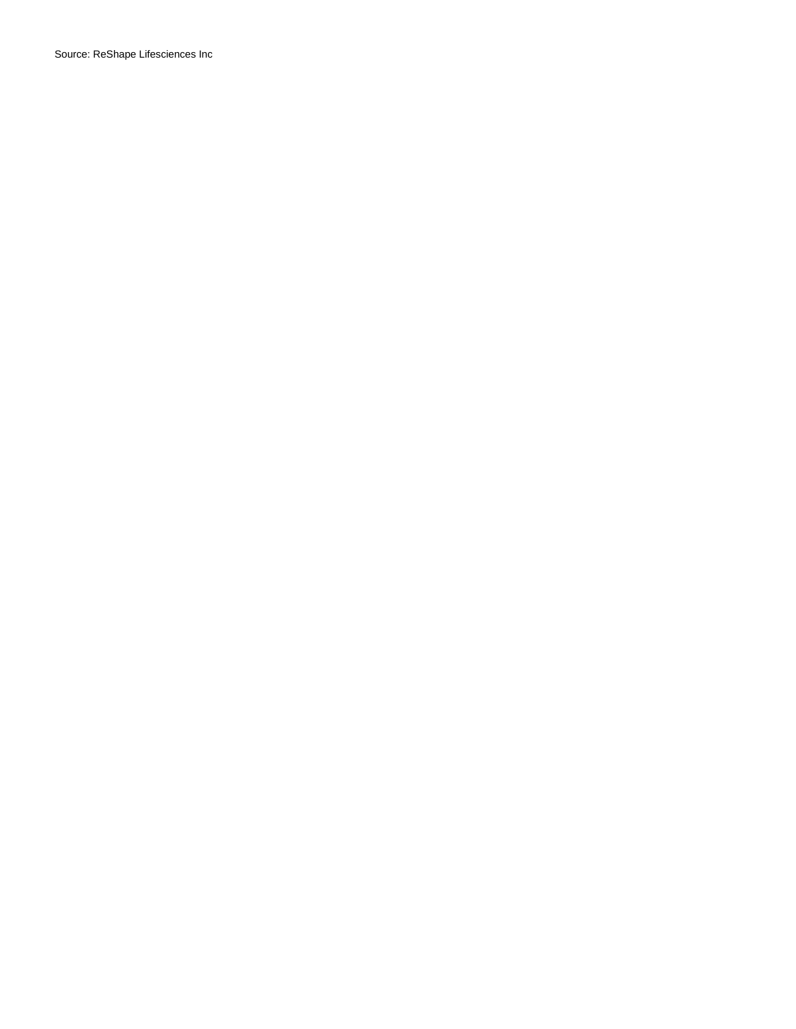Source: ReShape Lifesciences Inc